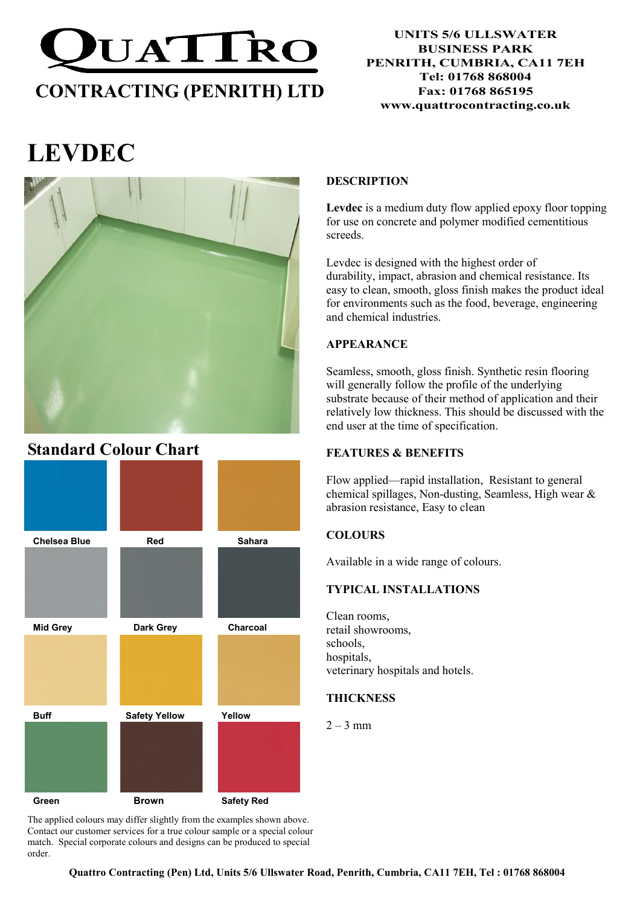# QUATTRO

## CONTRACTING (PENRITH) LTD

**UNITS 5/6 ULLSWATER BUSINESS PARK**
**PENRITH, CUMBRIA, CA11 7EH**
**Tel: 01768 868004**
**Fax: 01768 865195**
**www.quattrocontracting.co.uk**

# LEVDEC

## Standard Colour Chart

| | | |
|---|---|---|
| Chelsea Blue | Red | Sahara |
| Mid Grey | Dark Grey | Charcoal |
| Buff | Safety Yellow | Yellow |
| Green | Brown | Safety Red |

The applied colours may differ slightly from the examples shown above. Contact our customer services for a true colour sample or a special colour match. Special corporate colours and designs can be produced to special order.

### DESCRIPTION

**Levdec** is a medium duty flow applied epoxy floor topping for use on concrete and polymer modified cementitious screeds.

Levdec is designed with the highest order of durability, impact, abrasion and chemical resistance. Its easy to clean, smooth, gloss finish makes the product ideal for environments such as the food, beverage, engineering and chemical industries.

### APPEARANCE

Seamless, smooth, gloss finish. Synthetic resin flooring will generally follow the profile of the underlying substrate because of their method of application and their relatively low thickness. This should be discussed with the end user at the time of specification.

### FEATURES & BENEFITS

Flow applied—rapid installation, Resistant to general chemical spillages, Non-dusting, Seamless, High wear & abrasion resistance, Easy to clean

### COLOURS

Available in a wide range of colours.

### TYPICAL INSTALLATIONS

Clean rooms,
retail showrooms,
schools,
hospitals,
veterinary hospitals and hotels.

### THICKNESS

2 – 3 mm

**Quattro Contracting (Pen) Ltd, Units 5/6 Ullswater Road, Penrith, Cumbria, CA11 7EH, Tel : 01768 868004**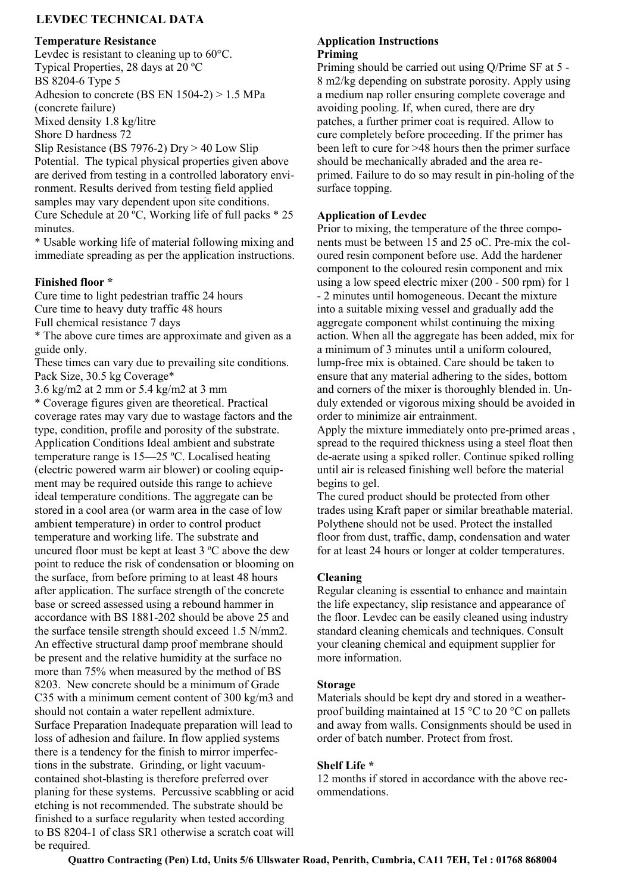## LEVDEC TECHNICAL DATA

**Temperature Resistance**

Levdec is resistant to cleaning up to 60°C.
Typical Properties, 28 days at 20 ºC
BS 8204-6 Type 5
Adhesion to concrete (BS EN 1504-2) > 1.5 MPa (concrete failure)
Mixed density 1.8 kg/litre
Shore D hardness 72
Slip Resistance (BS 7976-2) Dry > 40 Low Slip Potential. The typical physical properties given above are derived from testing in a controlled laboratory environment. Results derived from testing field applied samples may vary dependent upon site conditions.
Cure Schedule at 20 ºC, Working life of full packs * 25 minutes.
* Usable working life of material following mixing and immediate spreading as per the application instructions.

**Finished floor ***

Cure time to light pedestrian traffic 24 hours
Cure time to heavy duty traffic 48 hours
Full chemical resistance 7 days
* The above cure times are approximate and given as a guide only.
These times can vary due to prevailing site conditions.
Pack Size, 30.5 kg Coverage*
3.6 kg/m2 at 2 mm or 5.4 kg/m2 at 3 mm
* Coverage figures given are theoretical. Practical coverage rates may vary due to wastage factors and the type, condition, profile and porosity of the substrate.
Application Conditions Ideal ambient and substrate temperature range is 15—25 ºC. Localised heating (electric powered warm air blower) or cooling equipment may be required outside this range to achieve ideal temperature conditions. The aggregate can be stored in a cool area (or warm area in the case of low ambient temperature) in order to control product temperature and working life. The substrate and uncured floor must be kept at least 3 ºC above the dew point to reduce the risk of condensation or blooming on the surface, from before priming to at least 48 hours after application. The surface strength of the concrete base or screed assessed using a rebound hammer in accordance with BS 1881-202 should be above 25 and the surface tensile strength should exceed 1.5 N/mm2. An effective structural damp proof membrane should be present and the relative humidity at the surface no more than 75% when measured by the method of BS 8203. New concrete should be a minimum of Grade C35 with a minimum cement content of 300 kg/m3 and should not contain a water repellent admixture.
Surface Preparation Inadequate preparation will lead to loss of adhesion and failure. In flow applied systems there is a tendency for the finish to mirror imperfections in the substrate. Grinding, or light vacuum-contained shot-blasting is therefore preferred over planing for these systems. Percussive scabbling or acid etching is not recommended. The substrate should be finished to a surface regularity when tested according to BS 8204-1 of class SR1 otherwise a scratch coat will be required.

**Application Instructions**

**Priming**

Priming should be carried out using Q/Prime SF at 5 - 8 m2/kg depending on substrate porosity. Apply using a medium nap roller ensuring complete coverage and avoiding pooling. If, when cured, there are dry patches, a further primer coat is required. Allow to cure completely before proceeding. If the primer has been left to cure for >48 hours then the primer surface should be mechanically abraded and the area re-primed. Failure to do so may result in pin-holing of the surface topping.

**Application of Levdec**

Prior to mixing, the temperature of the three components must be between 15 and 25 oC. Pre-mix the coloured resin component before use. Add the hardener component to the coloured resin component and mix using a low speed electric mixer (200 - 500 rpm) for 1 - 2 minutes until homogeneous. Decant the mixture into a suitable mixing vessel and gradually add the aggregate component whilst continuing the mixing action. When all the aggregate has been added, mix for a minimum of 3 minutes until a uniform coloured, lump-free mix is obtained. Care should be taken to ensure that any material adhering to the sides, bottom and corners of the mixer is thoroughly blended in. Unduly extended or vigorous mixing should be avoided in order to minimize air entrainment.
Apply the mixture immediately onto pre-primed areas , spread to the required thickness using a steel float then de-aerate using a spiked roller. Continue spiked rolling until air is released finishing well before the material begins to gel.
The cured product should be protected from other trades using Kraft paper or similar breathable material. Polythene should not be used. Protect the installed floor from dust, traffic, damp, condensation and water for at least 24 hours or longer at colder temperatures.

**Cleaning**

Regular cleaning is essential to enhance and maintain the life expectancy, slip resistance and appearance of the floor. Levdec can be easily cleaned using industry standard cleaning chemicals and techniques. Consult your cleaning chemical and equipment supplier for more information.

**Storage**

Materials should be kept dry and stored in a weather-proof building maintained at 15 °C to 20 °C on pallets and away from walls. Consignments should be used in order of batch number. Protect from frost.

**Shelf Life ***

12 months if stored in accordance with the above recommendations.

**Quattro Contracting (Pen) Ltd, Units 5/6 Ullswater Road, Penrith, Cumbria, CA11 7EH, Tel : 01768 868004**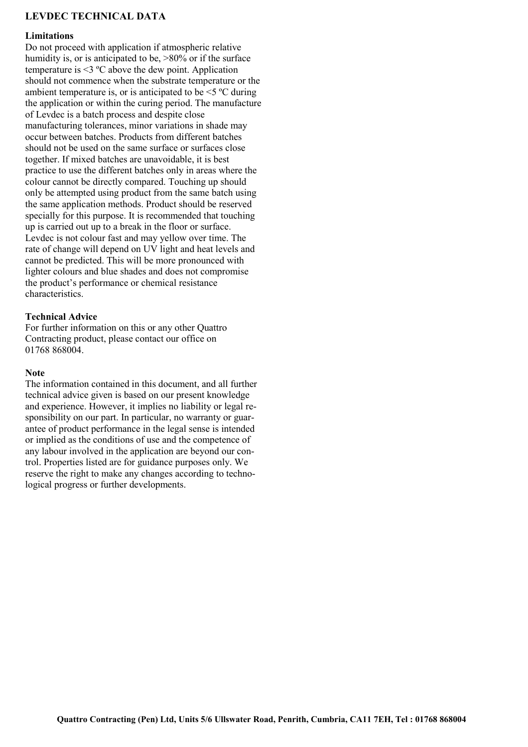# LEVDEC TECHNICAL DATA

**Limitations**

Do not proceed with application if atmospheric relative humidity is, or is anticipated to be, >80% or if the surface temperature is <3 ºC above the dew point. Application should not commence when the substrate temperature or the ambient temperature is, or is anticipated to be <5 ºC during the application or within the curing period. The manufacture of Levdec is a batch process and despite close manufacturing tolerances, minor variations in shade may occur between batches. Products from different batches should not be used on the same surface or surfaces close together. If mixed batches are unavoidable, it is best practice to use the different batches only in areas where the colour cannot be directly compared. Touching up should only be attempted using product from the same batch using the same application methods. Product should be reserved specially for this purpose. It is recommended that touching up is carried out up to a break in the floor or surface. Levdec is not colour fast and may yellow over time. The rate of change will depend on UV light and heat levels and cannot be predicted. This will be more pronounced with lighter colours and blue shades and does not compromise the product's performance or chemical resistance characteristics.

**Technical Advice**

For further information on this or any other Quattro Contracting product, please contact our office on 01768 868004.

**Note**

The information contained in this document, and all further technical advice given is based on our present knowledge and experience. However, it implies no liability or legal responsibility on our part. In particular, no warranty or guarantee of product performance in the legal sense is intended or implied as the conditions of use and the competence of any labour involved in the application are beyond our control. Properties listed are for guidance purposes only. We reserve the right to make any changes according to technological progress or further developments.